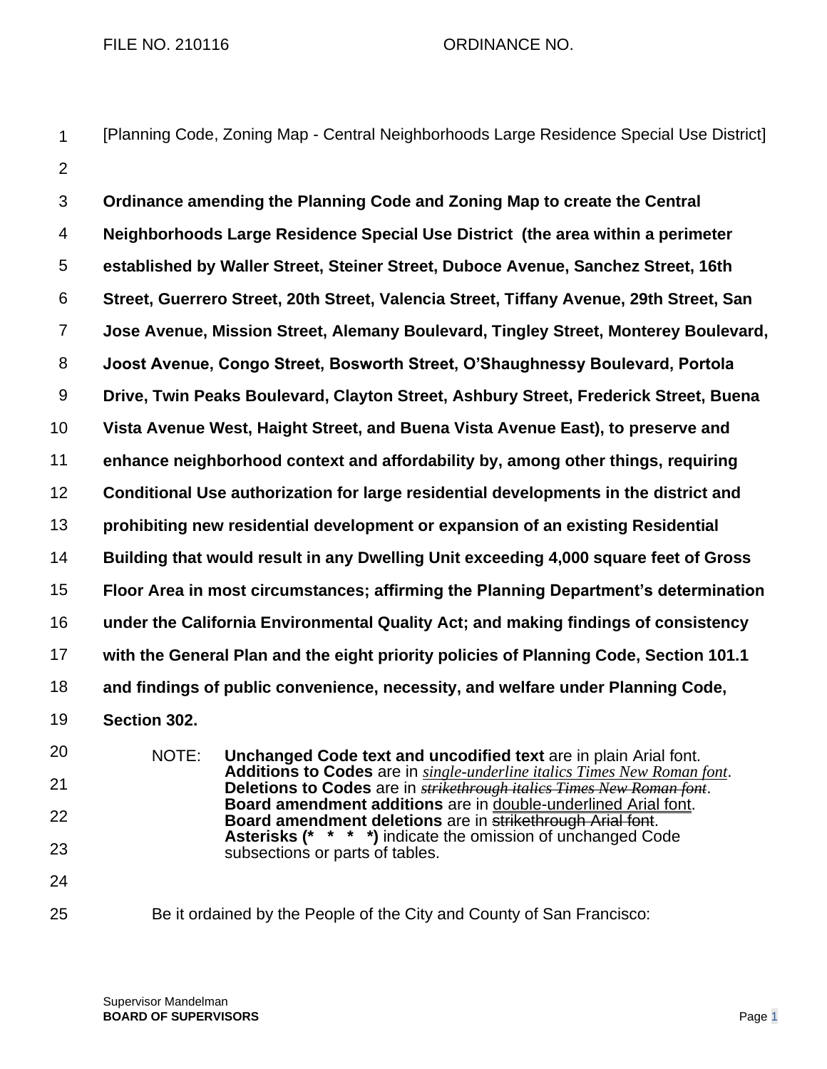FILE NO. 210116 ORDINANCE NO.

[Planning Code, Zoning Map - Central Neighborhoods Large Residence Special Use District]

**Ordinance amending the Planning Code and Zoning Map to create the Central Neighborhoods Large Residence Special Use District (the area within a perimeter established by Waller Street, Steiner Street, Duboce Avenue, Sanchez Street, 16th Street, Guerrero Street, 20th Street, Valencia Street, Tiffany Avenue, 29th Street, San Jose Avenue, Mission Street, Alemany Boulevard, Tingley Street, Monterey Boulevard, Joost Avenue, Congo Street, Bosworth Street, O'Shaughnessy Boulevard, Portola Drive, Twin Peaks Boulevard, Clayton Street, Ashbury Street, Frederick Street, Buena Vista Avenue West, Haight Street, and Buena Vista Avenue East), to preserve and enhance neighborhood context and affordability by, among other things, requiring Conditional Use authorization for large residential developments in the district and prohibiting new residential development or expansion of an existing Residential Building that would result in any Dwelling Unit exceeding 4,000 square feet of Gross Floor Area in most circumstances; affirming the Planning Department's determination under the California Environmental Quality Act; and making findings of consistency with the General Plan and the eight priority policies of Planning Code, Section 101.1 and findings of public convenience, necessity, and welfare under Planning Code, Section 302.**

NOTE: **Unchanged Code text and uncodified text** are in plain Arial font.
**Additions to Codes** are in *single-underline italics Times New Roman font*.
**Deletions to Codes** are in ~~*strikethrough italics Times New Roman font*~~.
**Board amendment additions** are in double-underlined Arial font.
**Board amendment deletions** are in ~~strikethrough Arial font~~.
**Asterisks (* * * *)** indicate the omission of unchanged Code subsections or parts of tables.

Be it ordained by the People of the City and County of San Francisco: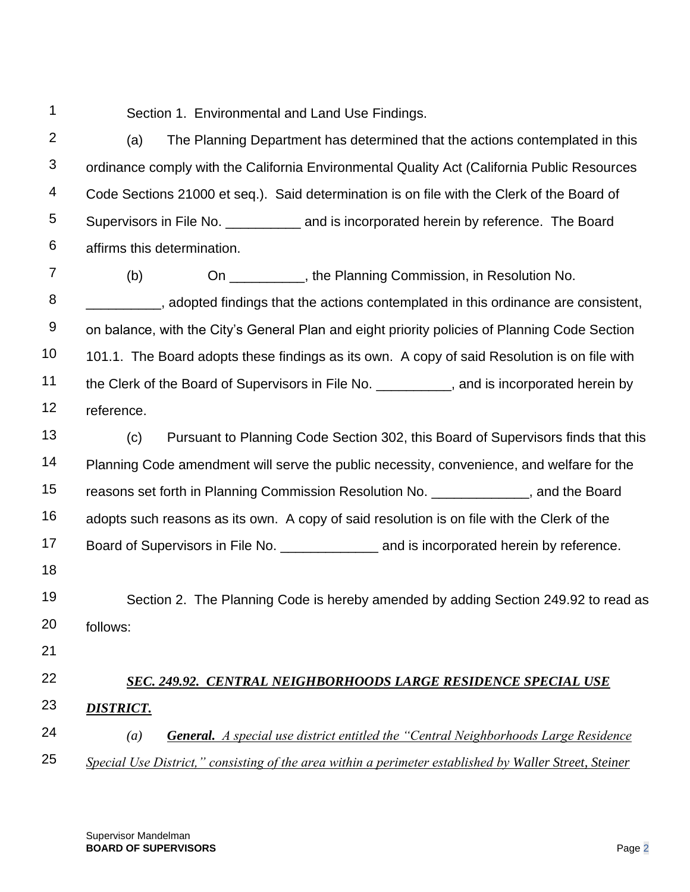Section 1. Environmental and Land Use Findings.

(a) The Planning Department has determined that the actions contemplated in this ordinance comply with the California Environmental Quality Act (California Public Resources Code Sections 21000 et seq.). Said determination is on file with the Clerk of the Board of Supervisors in File No. __________ and is incorporated herein by reference. The Board affirms this determination.

(b) On __________, the Planning Commission, in Resolution No. __________, adopted findings that the actions contemplated in this ordinance are consistent, on balance, with the City's General Plan and eight priority policies of Planning Code Section 101.1. The Board adopts these findings as its own. A copy of said Resolution is on file with the Clerk of the Board of Supervisors in File No. __________, and is incorporated herein by reference.

(c) Pursuant to Planning Code Section 302, this Board of Supervisors finds that this Planning Code amendment will serve the public necessity, convenience, and welfare for the reasons set forth in Planning Commission Resolution No. _____________, and the Board adopts such reasons as its own. A copy of said resolution is on file with the Clerk of the Board of Supervisors in File No. _____________ and is incorporated herein by reference.

Section 2. The Planning Code is hereby amended by adding Section 249.92 to read as follows:

***SEC. 249.92. CENTRAL NEIGHBORHOODS LARGE RESIDENCE SPECIAL USE DISTRICT.***

*(a) **General.** A special use district entitled the "Central Neighborhoods Large Residence Special Use District," consisting of the area within a perimeter established by Waller Street, Steiner*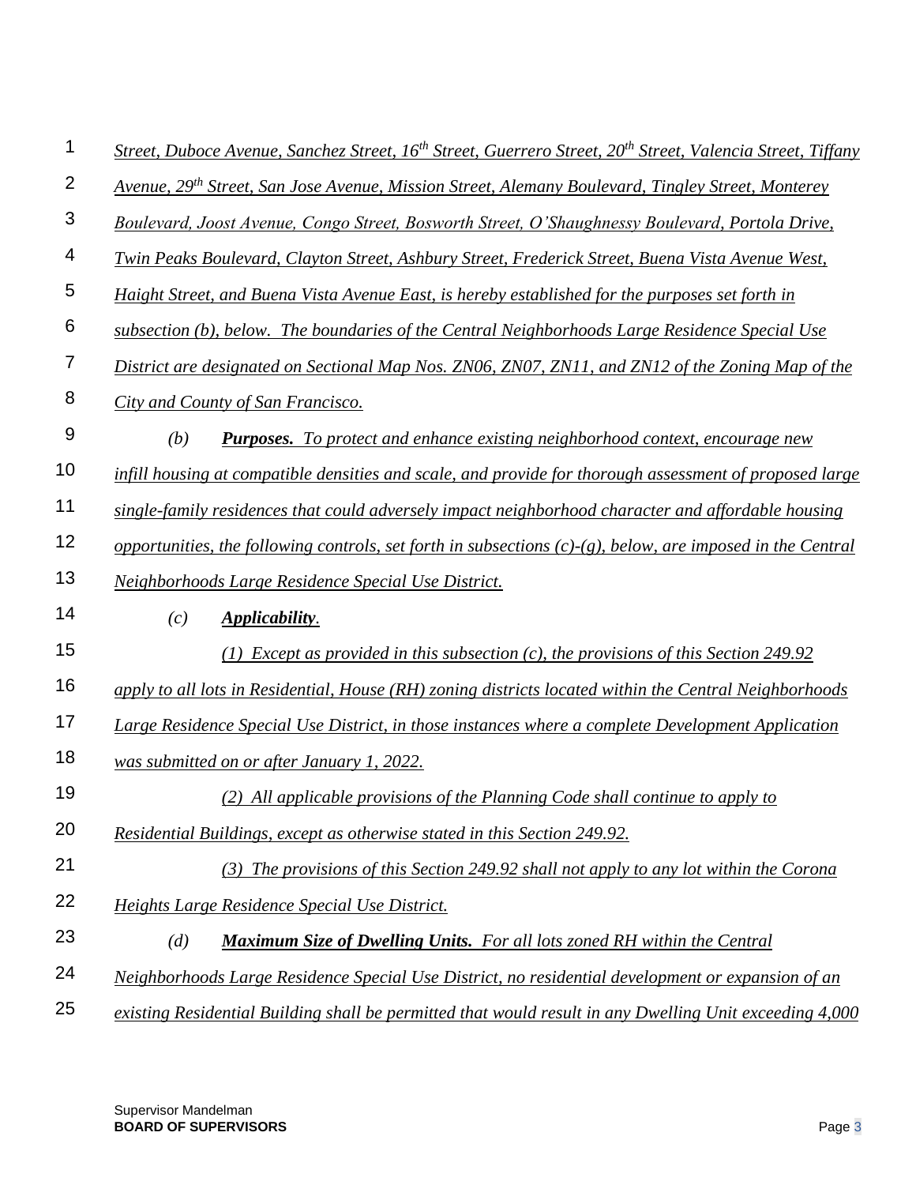Street, Duboce Avenue, Sanchez Street, 16th Street, Guerrero Street, 20th Street, Valencia Street, Tiffany Avenue, 29th Street, San Jose Avenue, Mission Street, Alemany Boulevard, Tingley Street, Monterey Boulevard, Joost Avenue, Congo Street, Bosworth Street, O'Shaughnessy Boulevard, Portola Drive, Twin Peaks Boulevard, Clayton Street, Ashbury Street, Frederick Street, Buena Vista Avenue West, Haight Street, and Buena Vista Avenue East, is hereby established for the purposes set forth in subsection (b), below. The boundaries of the Central Neighborhoods Large Residence Special Use District are designated on Sectional Map Nos. ZN06, ZN07, ZN11, and ZN12 of the Zoning Map of the City and County of San Francisco.

*(b)* ***Purposes.*** *To protect and enhance existing neighborhood context, encourage new infill housing at compatible densities and scale, and provide for thorough assessment of proposed large single-family residences that could adversely impact neighborhood character and affordable housing opportunities, the following controls, set forth in subsections (c)-(g), below, are imposed in the Central Neighborhoods Large Residence Special Use District.*

*(c)* ***Applicability.***

*(1) Except as provided in this subsection (c), the provisions of this Section 249.92 apply to all lots in Residential, House (RH) zoning districts located within the Central Neighborhoods Large Residence Special Use District, in those instances where a complete Development Application was submitted on or after January 1, 2022.*

*(2) All applicable provisions of the Planning Code shall continue to apply to Residential Buildings, except as otherwise stated in this Section 249.92.*

*(3) The provisions of this Section 249.92 shall not apply to any lot within the Corona Heights Large Residence Special Use District.*

*(d)* ***Maximum Size of Dwelling Units.*** *For all lots zoned RH within the Central Neighborhoods Large Residence Special Use District, no residential development or expansion of an existing Residential Building shall be permitted that would result in any Dwelling Unit exceeding 4,000*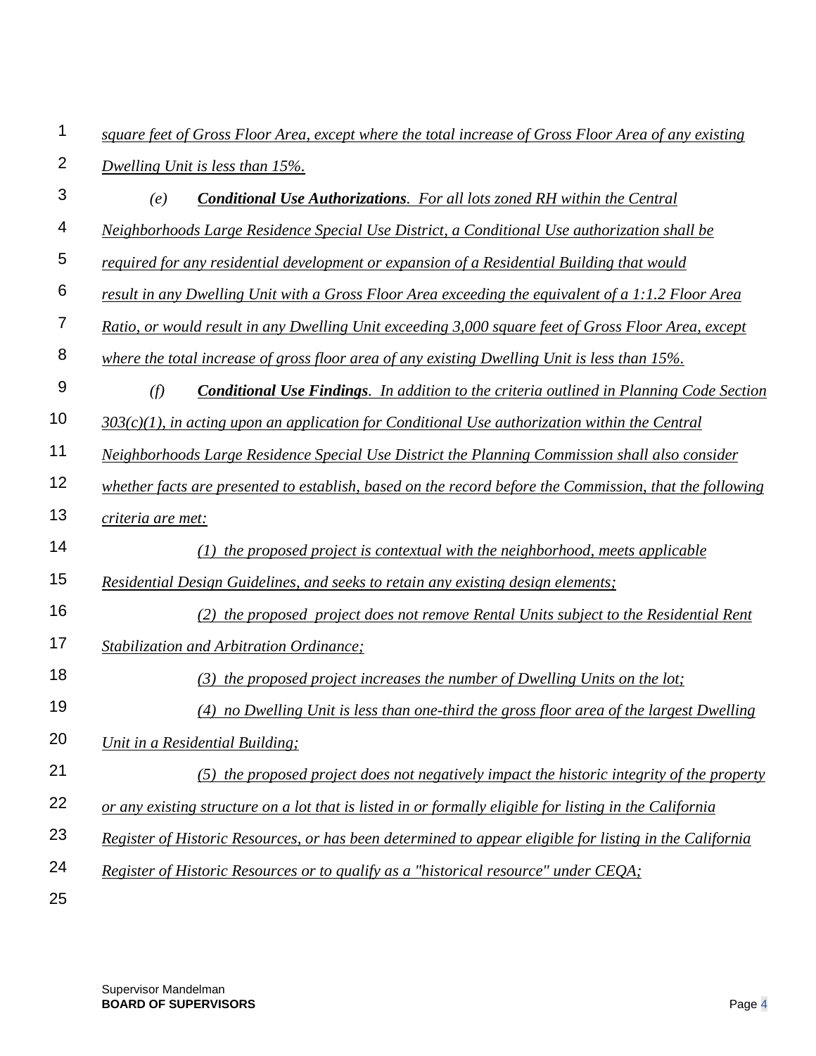*square feet of Gross Floor Area, except where the total increase of Gross Floor Area of any existing Dwelling Unit is less than 15%.*

*(e)* ***Conditional Use Authorizations****. For all lots zoned RH within the Central Neighborhoods Large Residence Special Use District, a Conditional Use authorization shall be required for any residential development or expansion of a Residential Building that would result in any Dwelling Unit with a Gross Floor Area exceeding the equivalent of a 1:1.2 Floor Area Ratio, or would result in any Dwelling Unit exceeding 3,000 square feet of Gross Floor Area, except where the total increase of gross floor area of any existing Dwelling Unit is less than 15%.*

*(f)* ***Conditional Use Findings****. In addition to the criteria outlined in Planning Code Section 303(c)(1), in acting upon an application for Conditional Use authorization within the Central Neighborhoods Large Residence Special Use District the Planning Commission shall also consider whether facts are presented to establish, based on the record before the Commission, that the following criteria are met:*

*(1) the proposed project is contextual with the neighborhood, meets applicable Residential Design Guidelines, and seeks to retain any existing design elements;*

*(2) the proposed project does not remove Rental Units subject to the Residential Rent Stabilization and Arbitration Ordinance;*

*(3) the proposed project increases the number of Dwelling Units on the lot;*

*(4) no Dwelling Unit is less than one-third the gross floor area of the largest Dwelling Unit in a Residential Building;*

*(5) the proposed project does not negatively impact the historic integrity of the property or any existing structure on a lot that is listed in or formally eligible for listing in the California Register of Historic Resources, or has been determined to appear eligible for listing in the California Register of Historic Resources or to qualify as a "historical resource" under CEQA;*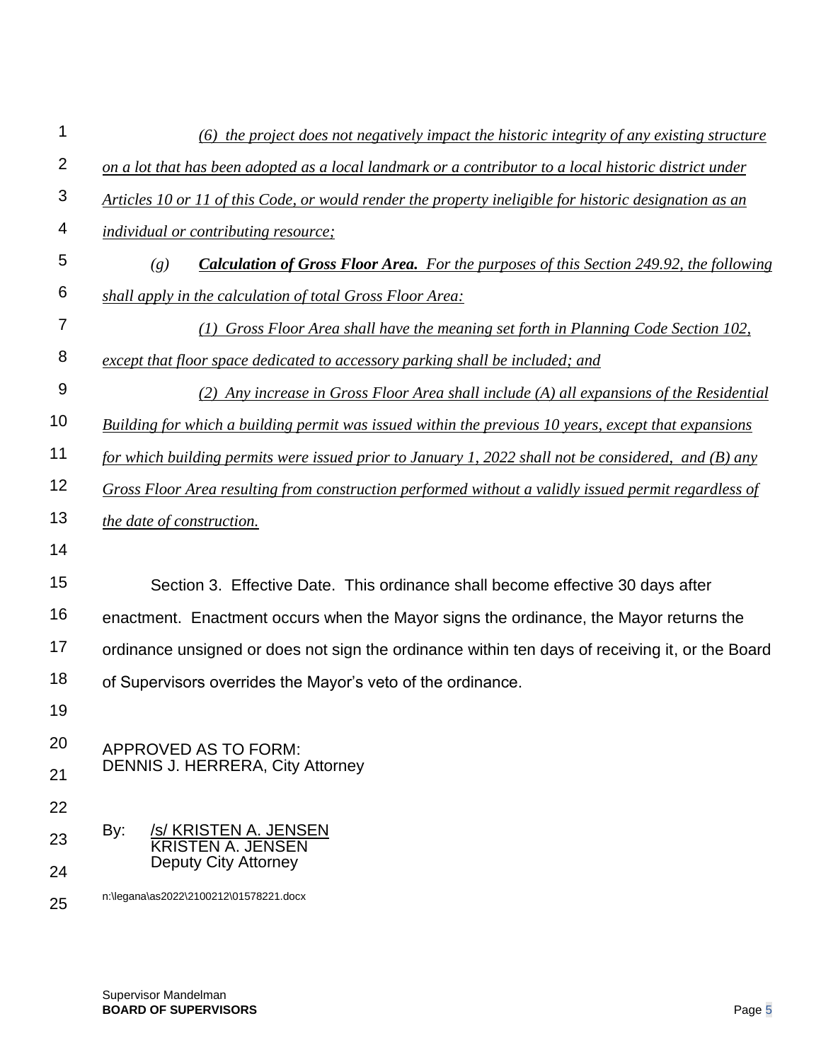*(6) the project does not negatively impact the historic integrity of any existing structure on a lot that has been adopted as a local landmark or a contributor to a local historic district under Articles 10 or 11 of this Code, or would render the property ineligible for historic designation as an individual or contributing resource;*

*(g) **Calculation of Gross Floor Area.** For the purposes of this Section 249.92, the following shall apply in the calculation of total Gross Floor Area:*

*(1) Gross Floor Area shall have the meaning set forth in Planning Code Section 102, except that floor space dedicated to accessory parking shall be included; and*

*(2) Any increase in Gross Floor Area shall include (A) all expansions of the Residential Building for which a building permit was issued within the previous 10 years, except that expansions for which building permits were issued prior to January 1, 2022 shall not be considered, and (B) any Gross Floor Area resulting from construction performed without a validly issued permit regardless of the date of construction.*

Section 3. Effective Date. This ordinance shall become effective 30 days after enactment. Enactment occurs when the Mayor signs the ordinance, the Mayor returns the ordinance unsigned or does not sign the ordinance within ten days of receiving it, or the Board of Supervisors overrides the Mayor's veto of the ordinance.

APPROVED AS TO FORM:
DENNIS J. HERRERA, City Attorney

By: /s/ KRISTEN A. JENSEN
KRISTEN A. JENSEN
Deputy City Attorney

n:\legana\as2022\2100212\01578221.docx

Supervisor Mandelman
**BOARD OF SUPERVISORS**